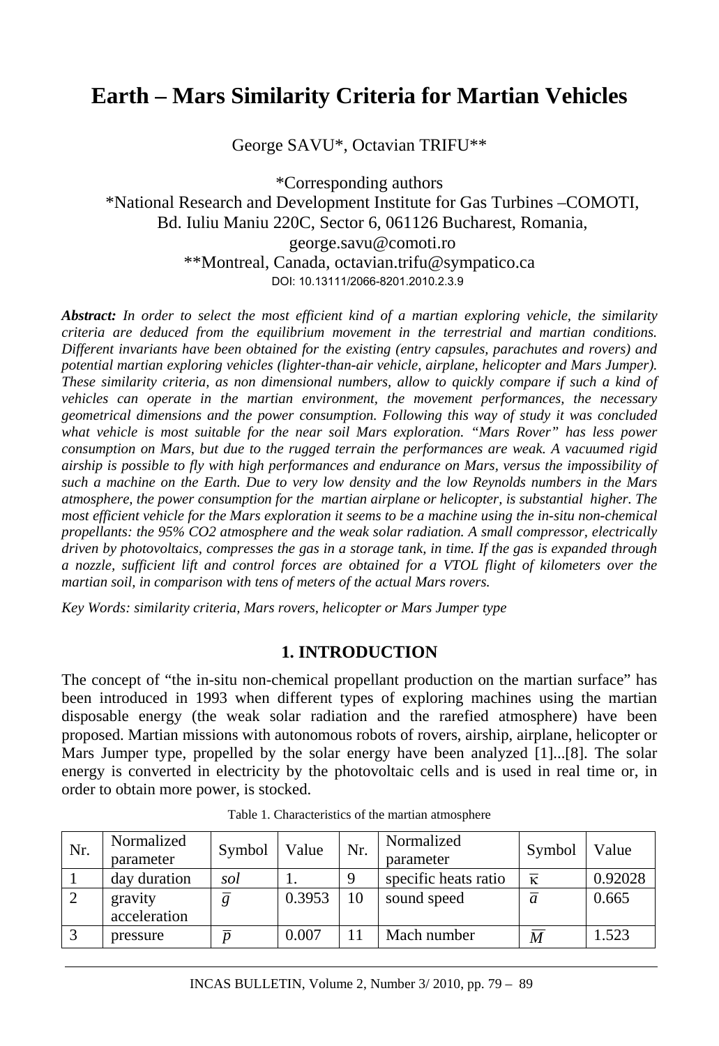# Earth – Mars Similarity Criteria for Martian Vehicles

George SAVU*, Octavian TRIFU**

*Corresponding authors
*National Research and Development Institute for Gas Turbines –COMOTI,
Bd. Iuliu Maniu 220C, Sector 6, 061126 Bucharest, Romania,
george.savu@comoti.ro
**Montreal, Canada, octavian.trifu@sympatico.ca
DOI: 10.13111/2066-8201.2010.2.3.9

***Abstract:*** *In order to select the most efficient kind of a martian exploring vehicle, the similarity criteria are deduced from the equilibrium movement in the terrestrial and martian conditions. Different invariants have been obtained for the existing (entry capsules, parachutes and rovers) and potential martian exploring vehicles (lighter-than-air vehicle, airplane, helicopter and Mars Jumper). These similarity criteria, as non dimensional numbers, allow to quickly compare if such a kind of vehicles can operate in the martian environment, the movement performances, the necessary geometrical dimensions and the power consumption. Following this way of study it was concluded what vehicle is most suitable for the near soil Mars exploration. "Mars Rover" has less power consumption on Mars, but due to the rugged terrain the performances are weak. A vacuumed rigid airship is possible to fly with high performances and endurance on Mars, versus the impossibility of such a machine on the Earth. Due to very low density and the low Reynolds numbers in the Mars atmosphere, the power consumption for the martian airplane or helicopter, is substantial higher. The most efficient vehicle for the Mars exploration it seems to be a machine using the in-situ non-chemical propellants: the 95% CO2 atmosphere and the weak solar radiation. A small compressor, electrically driven by photovoltaics, compresses the gas in a storage tank, in time. If the gas is expanded through a nozzle, sufficient lift and control forces are obtained for a VTOL flight of kilometers over the martian soil, in comparison with tens of meters of the actual Mars rovers.*

*Key Words: similarity criteria, Mars rovers, helicopter or Mars Jumper type*

## 1. INTRODUCTION

The concept of "the in-situ non-chemical propellant production on the martian surface" has been introduced in 1993 when different types of exploring machines using the martian disposable energy (the weak solar radiation and the rarefied atmosphere) have been proposed. Martian missions with autonomous robots of rovers, airship, airplane, helicopter or Mars Jumper type, propelled by the solar energy have been analyzed [1]...[8]. The solar energy is converted in electricity by the photovoltaic cells and is used in real time or, in order to obtain more power, is stocked.

Table 1. Characteristics of the martian atmosphere

| Nr. | Normalized parameter | Symbol | Value | Nr. | Normalized parameter | Symbol | Value |
|---|---|---|---|---|---|---|---|
| 1 | day duration | *sol* | 1. | 9 | specific heats ratio | $\bar{\kappa}$ | 0.92028 |
| 2 | gravity acceleration | $\bar{g}$ | 0.3953 | 10 | sound speed | $\bar{a}$ | 0.665 |
| 3 | pressure | $\bar{p}$ | 0.007 | 11 | Mach number | $\bar{M}$ | 1.523 |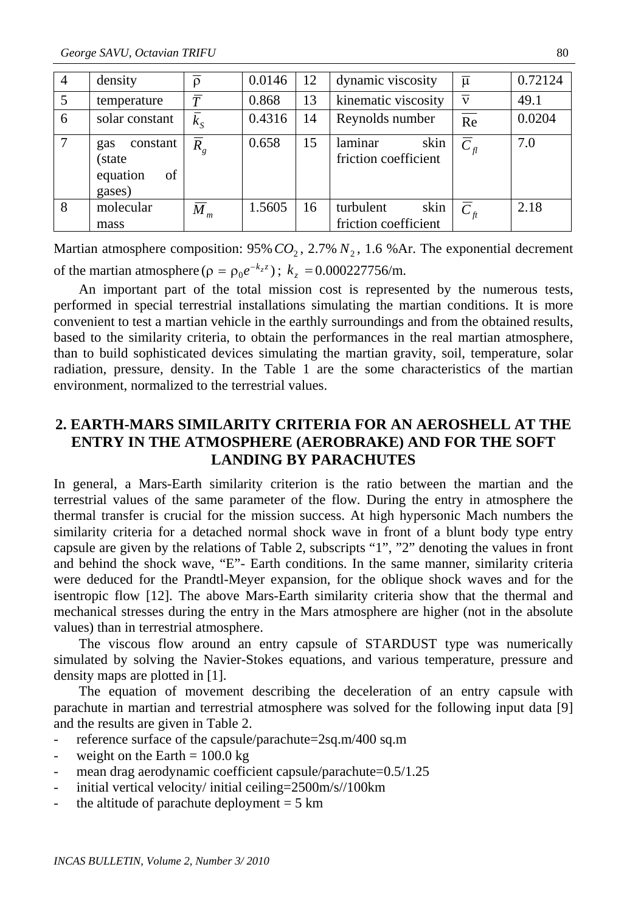| 4 | density | $\overline{\rho}$ | 0.0146 | 12 | dynamic viscosity | $\overline{\mu}$ | 0.72124 |
|---|---|---|---|---|---|---|---|
| 5 | temperature | $\overline{T}$ | 0.868 | 13 | kinematic viscosity | $\overline{\nu}$ | 49.1 |
| 6 | solar constant | $\overline{k}_S$ | 0.4316 | 14 | Reynolds number | $\overline{Re}$ | 0.0204 |
| 7 | gas constant (state equation of gases) | $\overline{R}_g$ | 0.658 | 15 | laminar skin friction coefficient | $\overline{C}_{fl}$ | 7.0 |
| 8 | molecular mass | $\overline{M}_m$ | 1.5605 | 16 | turbulent skin friction coefficient | $\overline{C}_{ft}$ | 2.18 |

Martian atmosphere composition: 95% $CO_2$, 2.7% $N_2$, 1.6 %Ar. The exponential decrement of the martian atmosphere ($\rho = \rho_0 e^{-k_z z}$); $k_z = 0.000227756$/m.

An important part of the total mission cost is represented by the numerous tests, performed in special terrestrial installations simulating the martian conditions. It is more convenient to test a martian vehicle in the earthly surroundings and from the obtained results, based to the similarity criteria, to obtain the performances in the real martian atmosphere, than to build sophisticated devices simulating the martian gravity, soil, temperature, solar radiation, pressure, density. In the Table 1 are the some characteristics of the martian environment, normalized to the terrestrial values.

## 2. EARTH-MARS SIMILARITY CRITERIA FOR AN AEROSHELL AT THE ENTRY IN THE ATMOSPHERE (AEROBRAKE) AND FOR THE SOFT LANDING BY PARACHUTES

In general, a Mars-Earth similarity criterion is the ratio between the martian and the terrestrial values of the same parameter of the flow. During the entry in atmosphere the thermal transfer is crucial for the mission success. At high hypersonic Mach numbers the similarity criteria for a detached normal shock wave in front of a blunt body type entry capsule are given by the relations of Table 2, subscripts "1", "2" denoting the values in front and behind the shock wave, "E"- Earth conditions. In the same manner, similarity criteria were deduced for the Prandtl-Meyer expansion, for the oblique shock waves and for the isentropic flow [12]. The above Mars-Earth similarity criteria show that the thermal and mechanical stresses during the entry in the Mars atmosphere are higher (not in the absolute values) than in terrestrial atmosphere.

The viscous flow around an entry capsule of STARDUST type was numerically simulated by solving the Navier-Stokes equations, and various temperature, pressure and density maps are plotted in [1].

The equation of movement describing the deceleration of an entry capsule with parachute in martian and terrestrial atmosphere was solved for the following input data [9] and the results are given in Table 2.

- reference surface of the capsule/parachute=2sq.m/400 sq.m
- weight on the Earth = 100.0 kg
- mean drag aerodynamic coefficient capsule/parachute=0.5/1.25
- initial vertical velocity/ initial ceiling=2500m/s//100km
- the altitude of parachute deployment = 5 km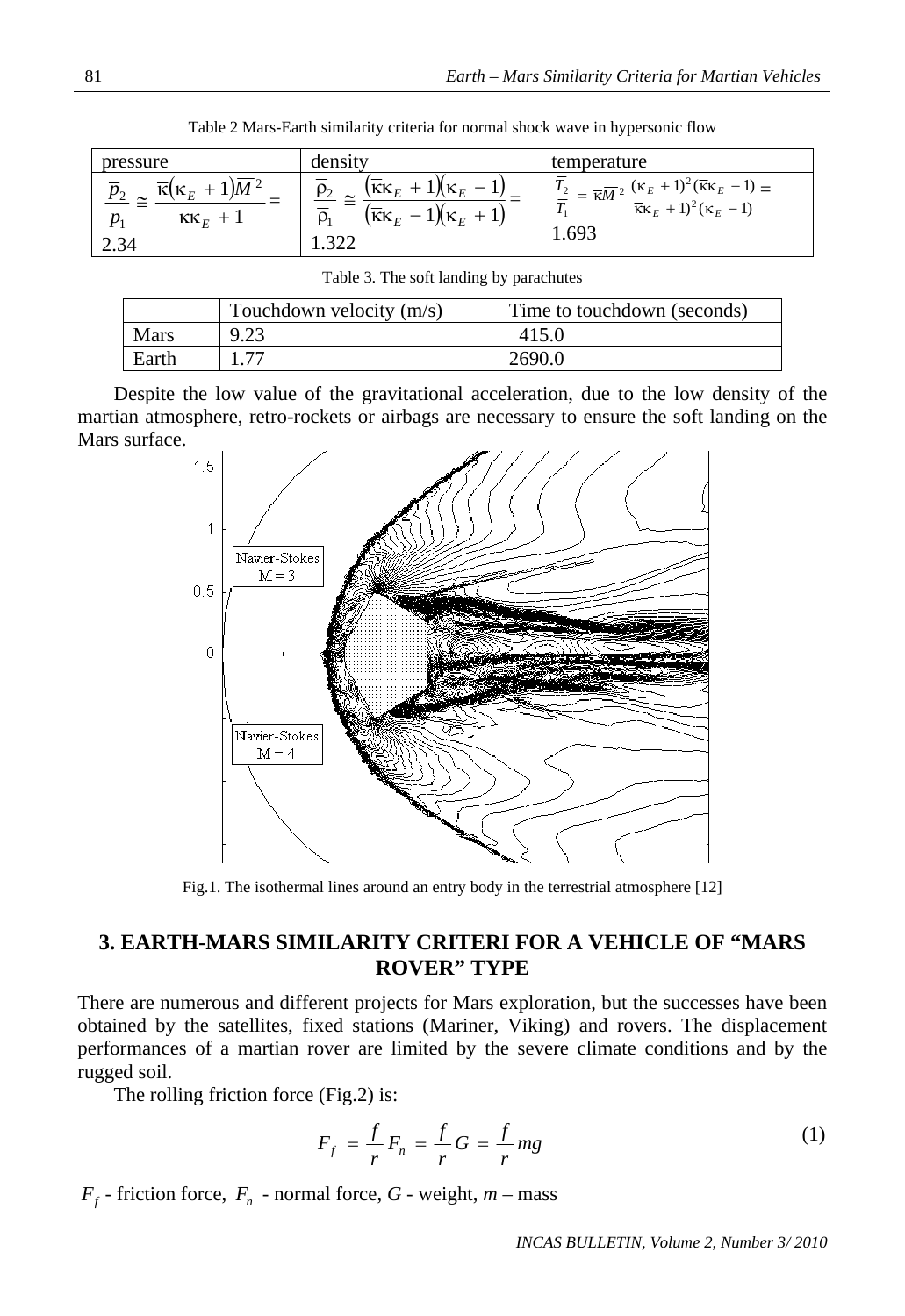Table 2 Mars-Earth similarity criteria for normal shock wave in hypersonic flow

| pressure | density | temperature |
|---|---|---|
| $\frac{\overline{p}_2}{\overline{p}_1} \cong \frac{\overline{\kappa}(\kappa_E + 1)\overline{M}^2}{\overline{\kappa}\kappa_E + 1} =$ 2.34 | $\frac{\overline{\rho}_2}{\overline{\rho}_1} \cong \frac{(\overline{\kappa}\kappa_E + 1)(\kappa_E - 1)}{(\overline{\kappa}\kappa_E - 1)(\kappa_E + 1)} =$ 1.322 | $\frac{\overline{T}_2}{\overline{T}_1} = \overline{\kappa}\overline{M}^2 \frac{(\kappa_E + 1)^2(\overline{\kappa}\kappa_E - 1)}{\overline{\kappa}\kappa_E + 1)^2(\kappa_E - 1)} =$ 1.693 |

Table 3. The soft landing by parachutes

| | Touchdown velocity (m/s) | Time to touchdown (seconds) |
|---|---|---|
| Mars | 9.23 | 415.0 |
| Earth | 1.77 | 2690.0 |

Despite the low value of the gravitational acceleration, due to the low density of the martian atmosphere, retro-rockets or airbags are necessary to ensure the soft landing on the Mars surface.

Fig.1. The isothermal lines around an entry body in the terrestrial atmosphere [12]

## 3. EARTH-MARS SIMILARITY CRITERI FOR A VEHICLE OF "MARS ROVER" TYPE

There are numerous and different projects for Mars exploration, but the successes have been obtained by the satellites, fixed stations (Mariner, Viking) and rovers. The displacement performances of a martian rover are limited by the severe climate conditions and by the rugged soil.

The rolling friction force (Fig.2) is:

$$F_f = \frac{f}{r} F_n = \frac{f}{r} G = \frac{f}{r} mg \tag{1}$$

$F_f$ - friction force, $F_n$ - normal force, $G$ - weight, $m$ – mass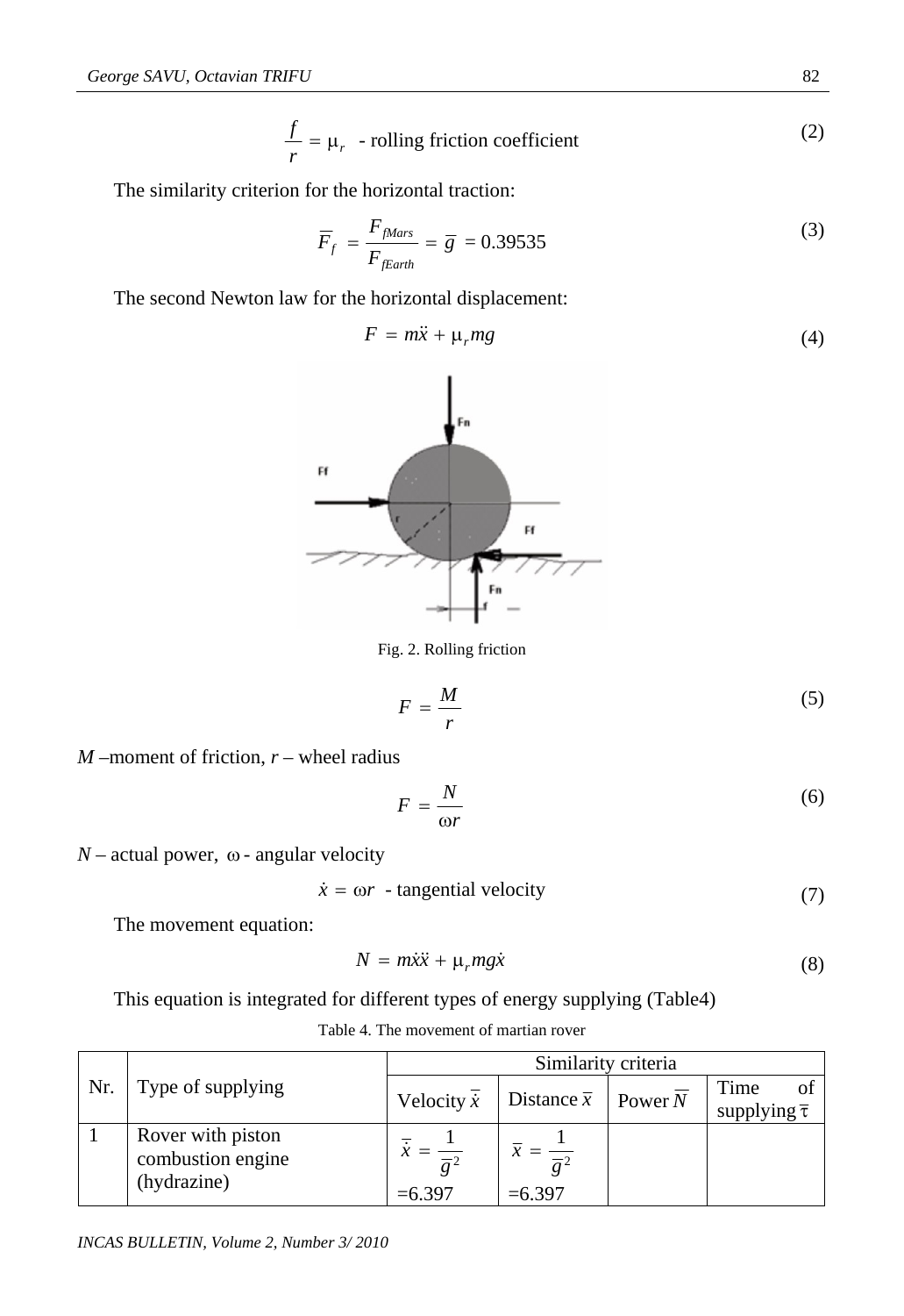$$\frac{f}{r} = \mu_r \text{ - rolling friction coefficient} \tag{2}$$

The similarity criterion for the horizontal traction:

$$\overline{F}_f = \frac{F_{fMars}}{F_{fEarth}} = \overline{g} = 0.39535 \tag{3}$$

The second Newton law for the horizontal displacement:

$$F = m\ddot{x} + \mu_r mg \tag{4}$$

Fig. 2. Rolling friction

$$F = \frac{M}{r} \tag{5}$$

$M$ –moment of friction, $r$ – wheel radius

$$F = \frac{N}{\omega r} \tag{6}$$

$N$ – actual power, $\omega$ - angular velocity

$$\dot{x} = \omega r \text{ - tangential velocity} \tag{7}$$

The movement equation:

$$N = m\dot{x}\ddot{x} + \mu_r mg\dot{x} \tag{8}$$

This equation is integrated for different types of energy supplying (Table4)

Table 4. The movement of martian rover

| Nr. | Type of supplying | Similarity criteria | | | |
|---|---|---|---|---|---|
| | | Velocity $\overline{\dot{x}}$ | Distance $\overline{x}$ | Power $\overline{N}$ | Time of supplying $\overline{\tau}$ |
| 1 | Rover with piston combustion engine (hydrazine) | $\overline{\dot{x}} = \frac{1}{\overline{g}^2}$ =6.397 | $\overline{x} = \frac{1}{\overline{g}^2}$ =6.397 | | |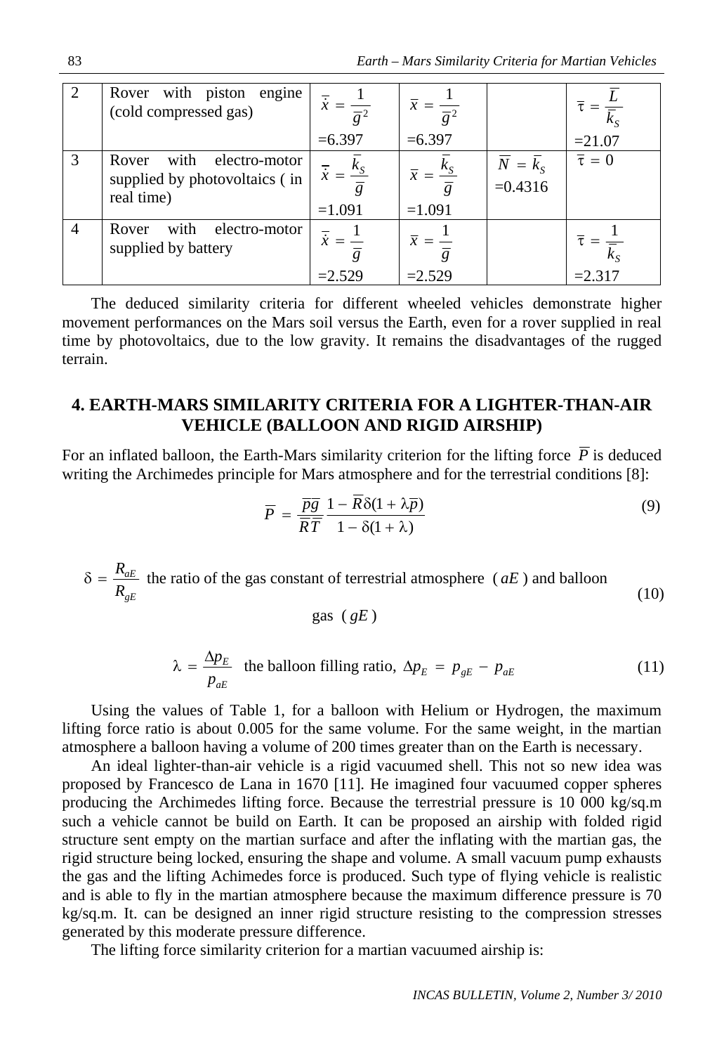| 2 | Rover with piston engine (cold compressed gas) | $\bar{\dot{x}} = \dfrac{1}{\bar{g}^2}$ =6.397 | $\bar{x} = \dfrac{1}{\bar{g}^2}$ =6.397 | | $\bar{\tau} = \dfrac{\bar{L}}{\bar{k}_S}$ =21.07 |
|---|---|---|---|---|---|
| 3 | Rover with electro-motor supplied by photovoltaics ( in real time) | $\bar{\dot{x}} = \dfrac{\bar{k}_S}{\bar{g}}$ =1.091 | $\bar{x} = \dfrac{\bar{k}_S}{\bar{g}}$ =1.091 | $\bar{N} = \bar{k}_S$ =0.4316 | $\bar{\tau} = 0$ |
| 4 | Rover with electro-motor supplied by battery | $\bar{\dot{x}} = \dfrac{1}{\bar{g}}$ =2.529 | $\bar{x} = \dfrac{1}{\bar{g}}$ =2.529 | | $\bar{\tau} = \dfrac{1}{\bar{k}_S}$ =2.317 |

The deduced similarity criteria for different wheeled vehicles demonstrate higher movement performances on the Mars soil versus the Earth, even for a rover supplied in real time by photovoltaics, due to the low gravity. It remains the disadvantages of the rugged terrain.

## 4. EARTH-MARS SIMILARITY CRITERIA FOR A LIGHTER-THAN-AIR VEHICLE (BALLOON AND RIGID AIRSHIP)

For an inflated balloon, the Earth-Mars similarity criterion for the lifting force $\bar{P}$ is deduced writing the Archimedes principle for Mars atmosphere and for the terrestrial conditions [8]:

$$\bar{P} = \frac{\bar{p}\bar{g}}{\bar{R}\bar{T}} \frac{1 - \bar{R}\delta(1 + \lambda\bar{p})}{1 - \delta(1 + \lambda)} \tag{9}$$

$\delta = \dfrac{R_{aE}}{R_{gE}}$ the ratio of the gas constant of terrestrial atmosphere ( $aE$ ) and balloon gas ( $gE$ ) (10)

$$\lambda = \frac{\Delta p_E}{p_{aE}} \text{ the balloon filling ratio, } \Delta p_E = p_{gE} - p_{aE} \tag{11}$$

Using the values of Table 1, for a balloon with Helium or Hydrogen, the maximum lifting force ratio is about 0.005 for the same volume. For the same weight, in the martian atmosphere a balloon having a volume of 200 times greater than on the Earth is necessary.

An ideal lighter-than-air vehicle is a rigid vacuumed shell. This not so new idea was proposed by Francesco de Lana in 1670 [11]. He imagined four vacuumed copper spheres producing the Archimedes lifting force. Because the terrestrial pressure is 10 000 kg/sq.m such a vehicle cannot be build on Earth. It can be proposed an airship with folded rigid structure sent empty on the martian surface and after the inflating with the martian gas, the rigid structure being locked, ensuring the shape and volume. A small vacuum pump exhausts the gas and the lifting Achimedes force is produced. Such type of flying vehicle is realistic and is able to fly in the martian atmosphere because the maximum difference pressure is 70 kg/sq.m. It. can be designed an inner rigid structure resisting to the compression stresses generated by this moderate pressure difference.

The lifting force similarity criterion for a martian vacuumed airship is: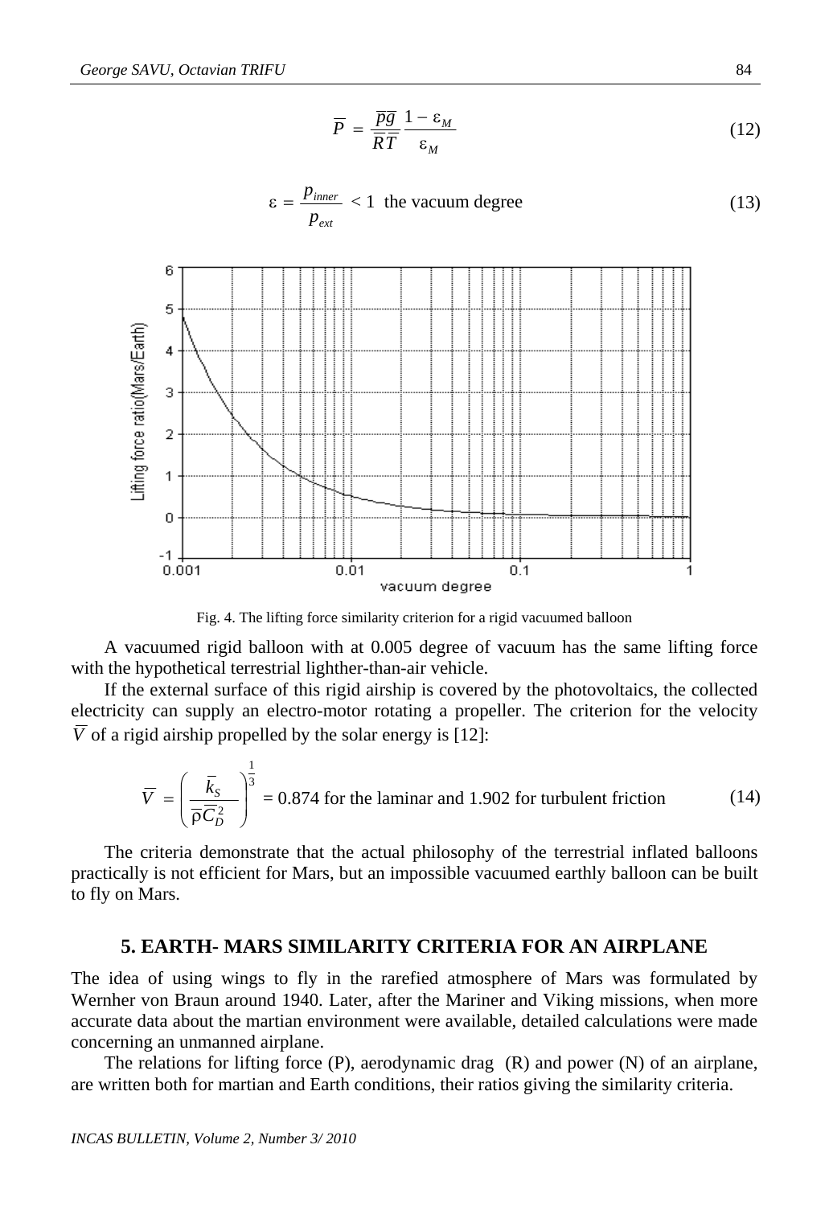$$\overline{P} = \frac{\overline{pg}}{\overline{R}\overline{T}} \frac{1-\varepsilon_M}{\varepsilon_M} \tag{12}$$

$$\varepsilon = \frac{p_{inner}}{p_{ext}} < 1 \text{ the vacuum degree} \tag{13}$$

Fig. 4. The lifting force similarity criterion for a rigid vacuumed balloon

A vacuumed rigid balloon with at 0.005 degree of vacuum has the same lifting force with the hypothetical terrestrial lighther-than-air vehicle.

If the external surface of this rigid airship is covered by the photovoltaics, the collected electricity can supply an electro-motor rotating a propeller. The criterion for the velocity $\overline{V}$ of a rigid airship propelled by the solar energy is [12]:

$$\overline{V} = \left(\frac{\overline{k}_S}{\overline{\rho}\overline{C}_D^2}\right)^{\frac{1}{3}} = 0.874 \text{ for the laminar and } 1.902 \text{ for turbulent friction} \tag{14}$$

The criteria demonstrate that the actual philosophy of the terrestrial inflated balloons practically is not efficient for Mars, but an impossible vacuumed earthly balloon can be built to fly on Mars.

## 5. EARTH- MARS SIMILARITY CRITERIA FOR AN AIRPLANE

The idea of using wings to fly in the rarefied atmosphere of Mars was formulated by Wernher von Braun around 1940. Later, after the Mariner and Viking missions, when more accurate data about the martian environment were available, detailed calculations were made concerning an unmanned airplane.

The relations for lifting force (P), aerodynamic drag (R) and power (N) of an airplane, are written both for martian and Earth conditions, their ratios giving the similarity criteria.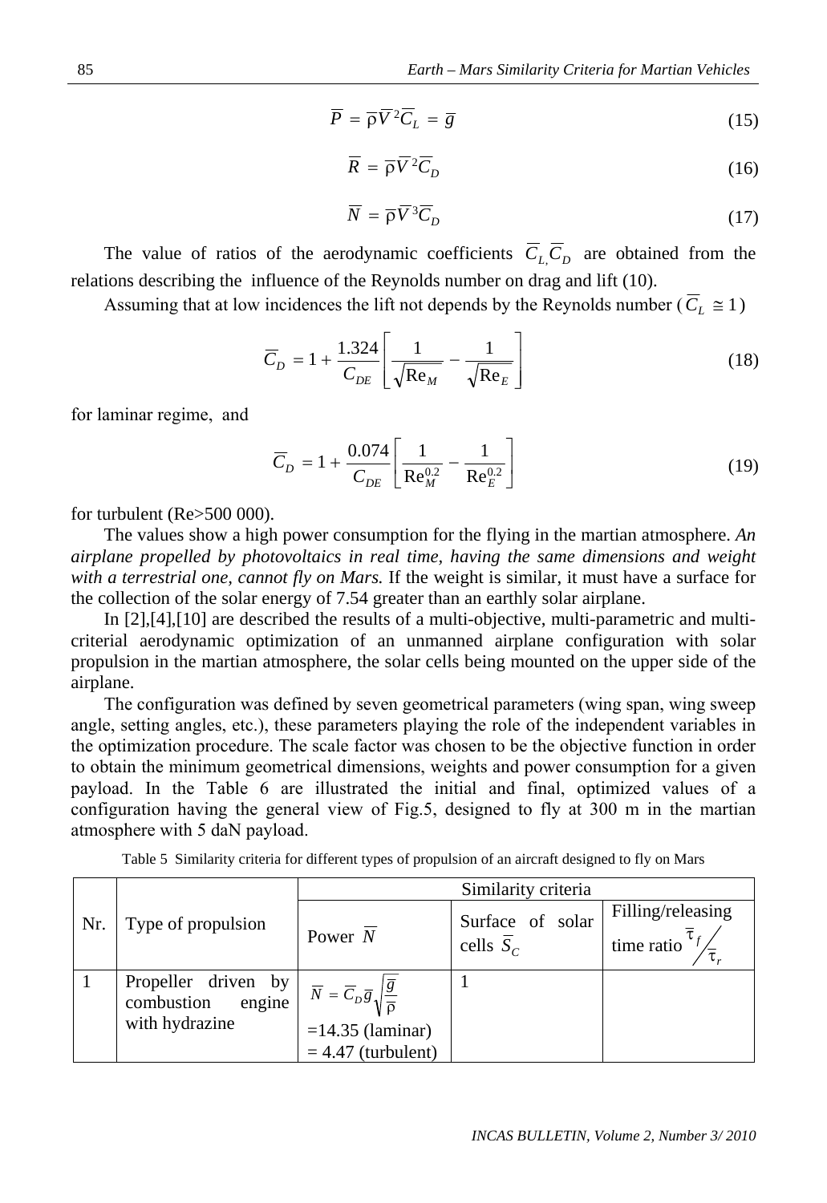$$\overline{P} = \overline{\rho}\overline{V}^2\overline{C}_L = \overline{g} \tag{15}$$

$$\overline{R} = \overline{\rho}\overline{V}^2\overline{C}_D \tag{16}$$

$$\overline{N} = \overline{\rho}\overline{V}^3\overline{C}_D \tag{17}$$

The value of ratios of the aerodynamic coefficients $\overline{C}_{L,}\overline{C}_D$ are obtained from the relations describing the influence of the Reynolds number on drag and lift (10).

Assuming that at low incidences the lift not depends by the Reynolds number ($\overline{C}_L \cong 1$)

$$\overline{C}_D = 1 + \frac{1.324}{C_{DE}}\left[\frac{1}{\sqrt{\mathrm{Re}_M}} - \frac{1}{\sqrt{\mathrm{Re}_E}}\right] \tag{18}$$

for laminar regime, and

$$\overline{C}_D = 1 + \frac{0.074}{C_{DE}}\left[\frac{1}{\mathrm{Re}_M^{0.2}} - \frac{1}{\mathrm{Re}_E^{0.2}}\right] \tag{19}$$

for turbulent (Re>500 000).

The values show a high power consumption for the flying in the martian atmosphere. *An airplane propelled by photovoltaics in real time, having the same dimensions and weight with a terrestrial one, cannot fly on Mars.* If the weight is similar, it must have a surface for the collection of the solar energy of 7.54 greater than an earthly solar airplane.

In [2],[4],[10] are described the results of a multi-objective, multi-parametric and multi-criterial aerodynamic optimization of an unmanned airplane configuration with solar propulsion in the martian atmosphere, the solar cells being mounted on the upper side of the airplane.

The configuration was defined by seven geometrical parameters (wing span, wing sweep angle, setting angles, etc.), these parameters playing the role of the independent variables in the optimization procedure. The scale factor was chosen to be the objective function in order to obtain the minimum geometrical dimensions, weights and power consumption for a given payload. In the Table 6 are illustrated the initial and final, optimized values of a configuration having the general view of Fig.5, designed to fly at 300 m in the martian atmosphere with 5 daN payload.

Table 5 Similarity criteria for different types of propulsion of an aircraft designed to fly on Mars

| Nr. | Type of propulsion | Similarity criteria | | |
|---|---|---|---|---|
| | | Power $\overline{N}$ | Surface of solar cells $\overline{S}_C$ | Filling/releasing time ratio $\tau_f / \tau_r$ |
| 1 | Propeller driven by combustion engine with hydrazine | $\overline{N} = \overline{C}_D\overline{g}\sqrt{\frac{\overline{g}}{\overline{\rho}}}$ =14.35 (laminar) = 4.47 (turbulent) | 1 | |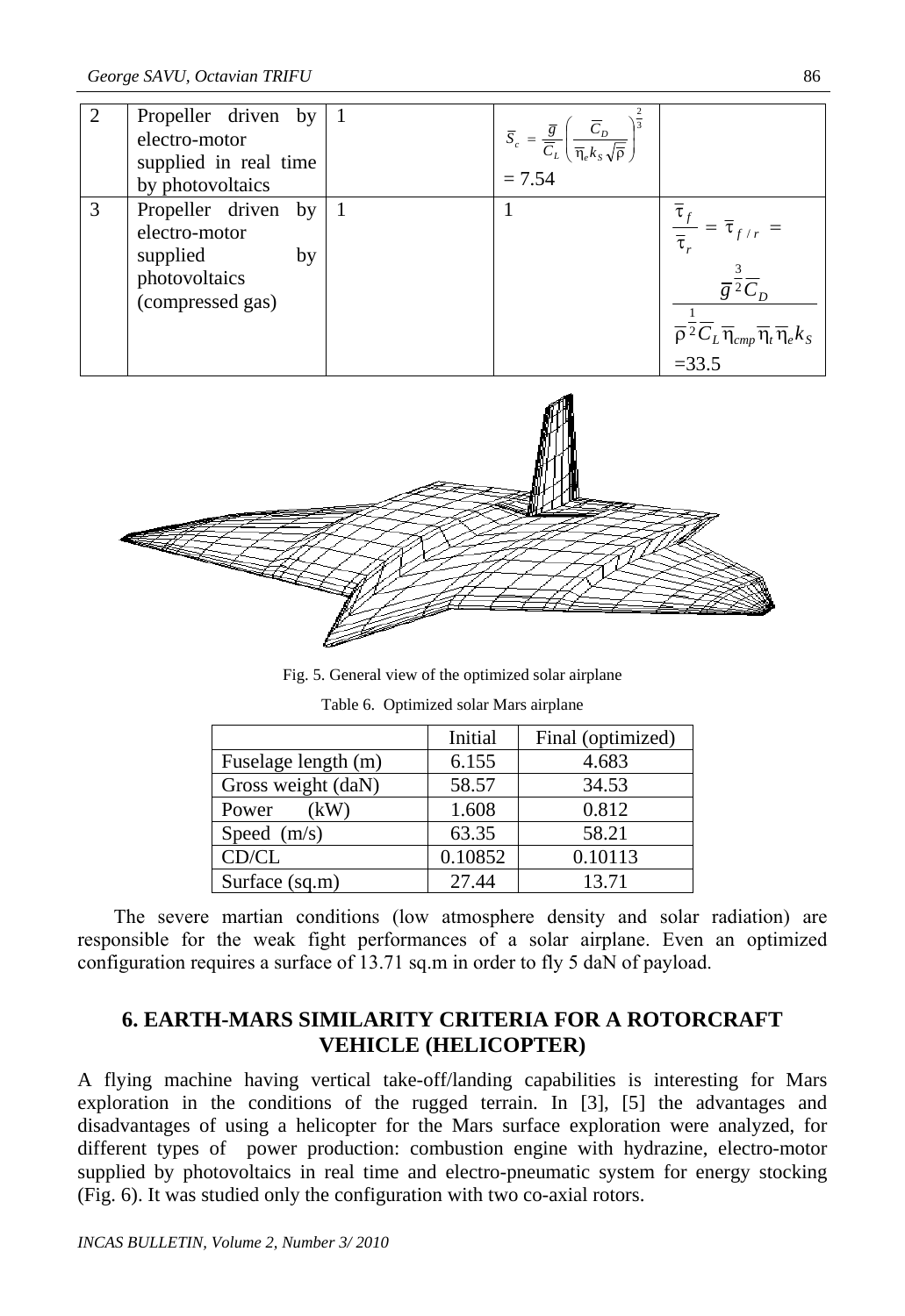| 2 | Propeller driven by electro-motor supplied in real time by photovoltaics | 1 | $\overline{S}_c = \frac{\overline{g}}{\overline{C}_L}\left(\frac{\overline{C}_D}{\overline{\eta}_e k_S \sqrt{\overline{\rho}}}\right)^{\frac{2}{3}}$ = 7.54 | |
|---|---|---|---|---|
| 3 | Propeller driven by electro-motor supplied by photovoltaics (compressed gas) | 1 | 1 | $\frac{\overline{\tau}_f}{\overline{\tau}_r} = \overline{\tau}_{f/r} = \frac{\overline{g}^{\frac{3}{2}}\overline{C}_D}{\overline{\rho}^{\frac{1}{2}}\overline{C}_L\overline{\eta}_{cmp}\overline{\eta}_t\overline{\eta}_e k_S}$ =33.5 |

Fig. 5. General view of the optimized solar airplane

Table 6. Optimized solar Mars airplane

| | Initial | Final (optimized) |
|---|---|---|
| Fuselage length (m) | 6.155 | 4.683 |
| Gross weight (daN) | 58.57 | 34.53 |
| Power (kW) | 1.608 | 0.812 |
| Speed (m/s) | 63.35 | 58.21 |
| CD/CL | 0.10852 | 0.10113 |
| Surface (sq.m) | 27.44 | 13.71 |

The severe martian conditions (low atmosphere density and solar radiation) are responsible for the weak fight performances of a solar airplane. Even an optimized configuration requires a surface of 13.71 sq.m in order to fly 5 daN of payload.

## 6. EARTH-MARS SIMILARITY CRITERIA FOR A ROTORCRAFT VEHICLE (HELICOPTER)

A flying machine having vertical take-off/landing capabilities is interesting for Mars exploration in the conditions of the rugged terrain. In [3], [5] the advantages and disadvantages of using a helicopter for the Mars surface exploration were analyzed, for different types of power production: combustion engine with hydrazine, electro-motor supplied by photovoltaics in real time and electro-pneumatic system for energy stocking (Fig. 6). It was studied only the configuration with two co-axial rotors.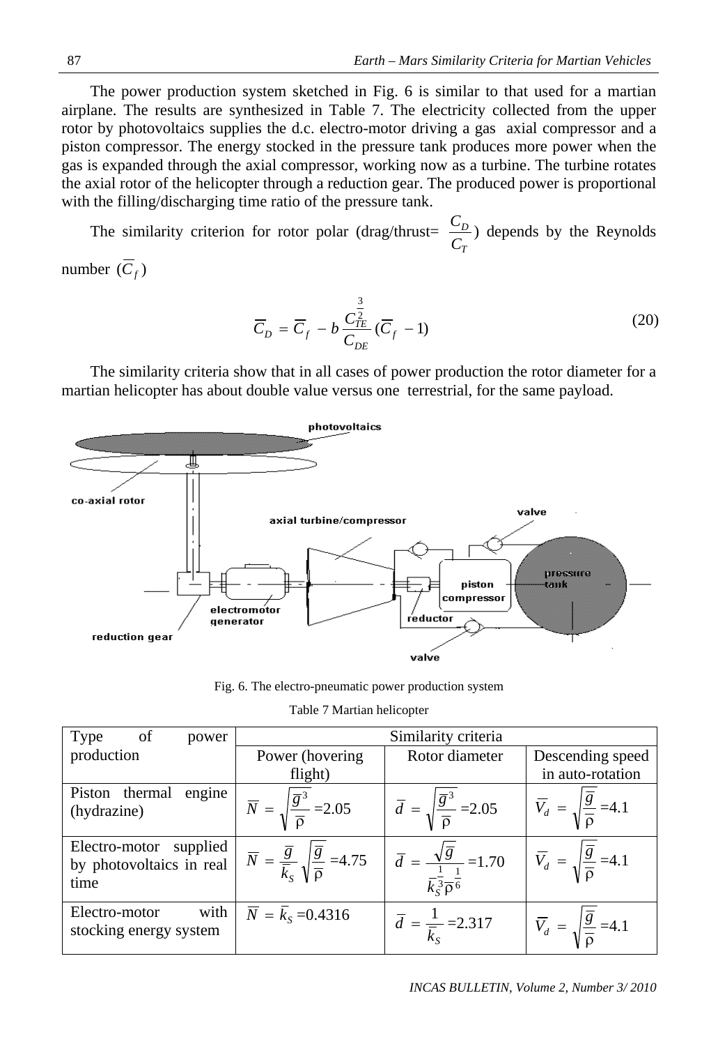The power production system sketched in Fig. 6 is similar to that used for a martian airplane. The results are synthesized in Table 7. The electricity collected from the upper rotor by photovoltaics supplies the d.c. electro-motor driving a gas axial compressor and a piston compressor. The energy stocked in the pressure tank produces more power when the gas is expanded through the axial compressor, working now as a turbine. The turbine rotates the axial rotor of the helicopter through a reduction gear. The produced power is proportional with the filling/discharging time ratio of the pressure tank.

The similarity criterion for rotor polar (drag/thrust= $\frac{C_D}{C_T}$) depends by the Reynolds number ($\overline{C}_f$)

$$\overline{C}_D = \overline{C}_f - b\frac{C_{TE}^{\frac{3}{2}}}{C_{DE}}(\overline{C}_f - 1) \tag{20}$$

The similarity criteria show that in all cases of power production the rotor diameter for a martian helicopter has about double value versus one terrestrial, for the same payload.

Fig. 6. The electro-pneumatic power production system

Table 7 Martian helicopter

| Type of power production | Similarity criteria | | |
|---|---|---|---|
| | Power (hovering flight) | Rotor diameter | Descending speed in auto-rotation |
| Piston thermal engine (hydrazine) | $\overline{N} = \sqrt{\frac{\overline{g}^3}{\overline{\rho}}} = 2.05$ | $\overline{d} = \sqrt{\frac{\overline{g}^3}{\overline{\rho}}} = 2.05$ | $\overline{V}_d = \sqrt{\frac{\overline{g}}{\overline{\rho}}} = 4.1$ |
| Electro-motor supplied by photovoltaics in real time | $\overline{N} = \frac{\overline{g}}{\overline{k}_S}\sqrt{\frac{\overline{g}}{\overline{\rho}}} = 4.75$ | $\overline{d} = \frac{\sqrt{\overline{g}}}{\overline{k}_S^{\frac{1}{3}}\overline{\rho}^{\frac{1}{6}}} = 1.70$ | $\overline{V}_d = \sqrt{\frac{\overline{g}}{\overline{\rho}}} = 4.1$ |
| Electro-motor with stocking energy system | $\overline{N} = \overline{k}_S = 0.4316$ | $\overline{d} = \frac{1}{\overline{k}_S} = 2.317$ | $\overline{V}_d = \sqrt{\frac{\overline{g}}{\overline{\rho}}} = 4.1$ |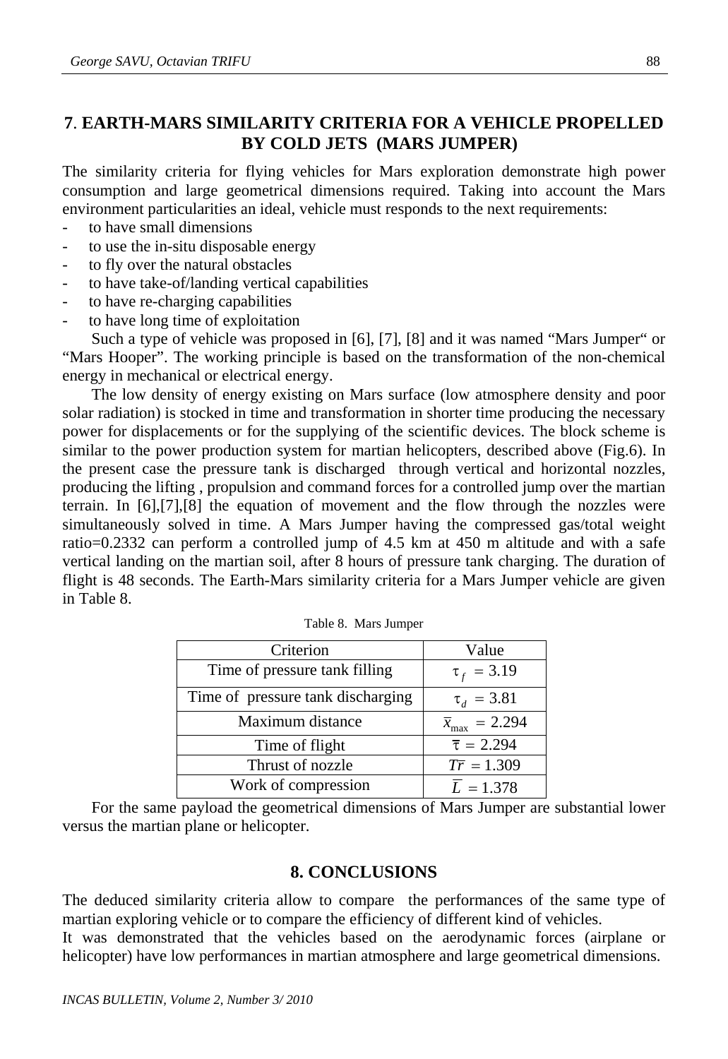## 7. EARTH-MARS SIMILARITY CRITERIA FOR A VEHICLE PROPELLED BY COLD JETS (MARS JUMPER)

The similarity criteria for flying vehicles for Mars exploration demonstrate high power consumption and large geometrical dimensions required. Taking into account the Mars environment particularities an ideal, vehicle must responds to the next requirements:

- to have small dimensions
- to use the in-situ disposable energy
- to fly over the natural obstacles
- to have take-of/landing vertical capabilities
- to have re-charging capabilities
- to have long time of exploitation

Such a type of vehicle was proposed in [6], [7], [8] and it was named "Mars Jumper" or "Mars Hooper". The working principle is based on the transformation of the non-chemical energy in mechanical or electrical energy.

The low density of energy existing on Mars surface (low atmosphere density and poor solar radiation) is stocked in time and transformation in shorter time producing the necessary power for displacements or for the supplying of the scientific devices. The block scheme is similar to the power production system for martian helicopters, described above (Fig.6). In the present case the pressure tank is discharged through vertical and horizontal nozzles, producing the lifting , propulsion and command forces for a controlled jump over the martian terrain. In [6],[7],[8] the equation of movement and the flow through the nozzles were simultaneously solved in time. A Mars Jumper having the compressed gas/total weight ratio=0.2332 can perform a controlled jump of 4.5 km at 450 m altitude and with a safe vertical landing on the martian soil, after 8 hours of pressure tank charging. The duration of flight is 48 seconds. The Earth-Mars similarity criteria for a Mars Jumper vehicle are given in Table 8.

Table 8. Mars Jumper

| Criterion | Value |
|---|---|
| Time of pressure tank filling | $\tau_f = 3.19$ |
| Time of pressure tank discharging | $\tau_d = 3.81$ |
| Maximum distance | $\overline{x}_{\max} = 2.294$ |
| Time of flight | $\overline{\tau} = 2.294$ |
| Thrust of nozzle | $\overline{Tr} = 1.309$ |
| Work of compression | $\overline{L} = 1.378$ |

For the same payload the geometrical dimensions of Mars Jumper are substantial lower versus the martian plane or helicopter.

## 8. CONCLUSIONS

The deduced similarity criteria allow to compare the performances of the same type of martian exploring vehicle or to compare the efficiency of different kind of vehicles.

It was demonstrated that the vehicles based on the aerodynamic forces (airplane or helicopter) have low performances in martian atmosphere and large geometrical dimensions.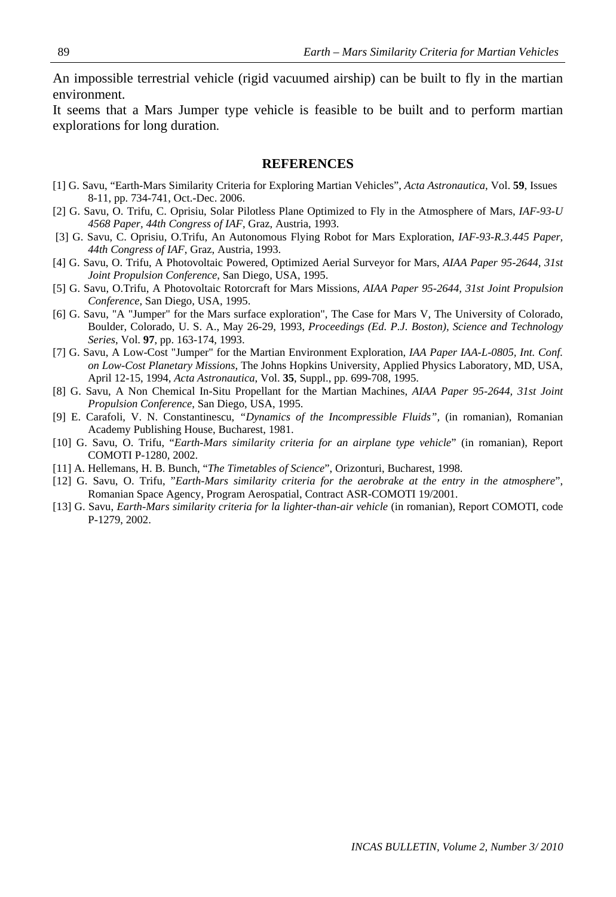An impossible terrestrial vehicle (rigid vacuumed airship) can be built to fly in the martian environment.

It seems that a Mars Jumper type vehicle is feasible to be built and to perform martian explorations for long duration.

## REFERENCES

[1] G. Savu, "Earth-Mars Similarity Criteria for Exploring Martian Vehicles", *Acta Astronautica*, Vol. **59**, Issues 8-11, pp. 734-741, Oct.-Dec. 2006.

[2] G. Savu, O. Trifu, C. Oprisiu, Solar Pilotless Plane Optimized to Fly in the Atmosphere of Mars, *IAF-93-U 4568 Paper, 44th Congress of IAF*, Graz, Austria, 1993.

[3] G. Savu, C. Oprisiu, O.Trifu, An Autonomous Flying Robot for Mars Exploration, *IAF-93-R.3.445 Paper, 44th Congress of IAF*, Graz, Austria, 1993.

[4] G. Savu, O. Trifu, A Photovoltaic Powered, Optimized Aerial Surveyor for Mars, *AIAA Paper 95-2644, 31st Joint Propulsion Conference*, San Diego, USA, 1995.

[5] G. Savu, O.Trifu, A Photovoltaic Rotorcraft for Mars Missions, *AIAA Paper 95-2644, 31st Joint Propulsion Conference*, San Diego, USA, 1995.

[6] G. Savu, "A "Jumper" for the Mars surface exploration", The Case for Mars V, The University of Colorado, Boulder, Colorado, U. S. A., May 26-29, 1993, *Proceedings (Ed. P.J. Boston), Science and Technology Series*, Vol. **97**, pp. 163-174, 1993.

[7] G. Savu, A Low-Cost "Jumper" for the Martian Environment Exploration, *IAA Paper IAA-L-0805, Int. Conf. on Low-Cost Planetary Missions*, The Johns Hopkins University, Applied Physics Laboratory, MD, USA, April 12-15, 1994, *Acta Astronautica*, Vol. **35**, Suppl., pp. 699-708, 1995.

[8] G. Savu, A Non Chemical In-Situ Propellant for the Martian Machines, *AIAA Paper 95-2644, 31st Joint Propulsion Conference*, San Diego, USA, 1995.

[9] E. Carafoli, V. N. Constantinescu, *"Dynamics of the Incompressible Fluids"*, (in romanian), Romanian Academy Publishing House, Bucharest, 1981.

[10] G. Savu, O. Trifu, "*Earth-Mars similarity criteria for an airplane type vehicle*" (in romanian), Report COMOTI P-1280, 2002.

[11] A. Hellemans, H. B. Bunch, "*The Timetables of Science*", Orizonturi, Bucharest, 1998.

[12] G. Savu, O. Trifu, "*Earth-Mars similarity criteria for the aerobrake at the entry in the atmosphere*", Romanian Space Agency, Program Aerospatial, Contract ASR-COMOTI 19/2001.

[13] G. Savu, *Earth-Mars similarity criteria for la lighter-than-air vehicle* (in romanian), Report COMOTI, code P-1279, 2002.